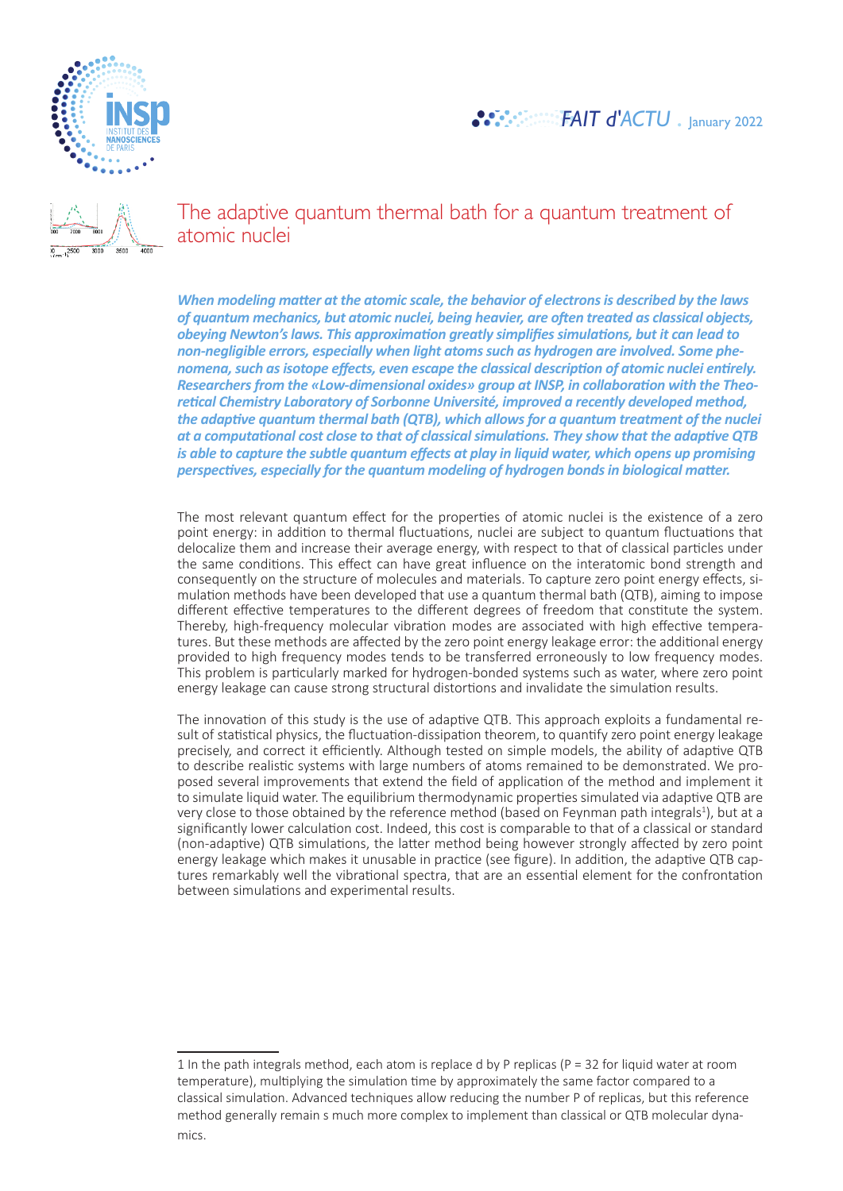FAIT d'ACTU . January 2022

# The adaptive quantum thermal bath for a quantum treatment of atomic nuclei

***When modeling matter at the atomic scale, the behavior of electrons is described by the laws of quantum mechanics, but atomic nuclei, being heavier, are often treated as classical objects, obeying Newton's laws. This approximation greatly simplifies simulations, but it can lead to non-negligible errors, especially when light atoms such as hydrogen are involved. Some phenomena, such as isotope effects, even escape the classical description of atomic nuclei entirely. Researchers from the «Low-dimensional oxides» group at INSP, in collaboration with the Theoretical Chemistry Laboratory of Sorbonne Université, improved a recently developed method, the adaptive quantum thermal bath (QTB), which allows for a quantum treatment of the nuclei at a computational cost close to that of classical simulations. They show that the adaptive QTB is able to capture the subtle quantum effects at play in liquid water, which opens up promising perspectives, especially for the quantum modeling of hydrogen bonds in biological matter.***

The most relevant quantum effect for the properties of atomic nuclei is the existence of a zero point energy: in addition to thermal fluctuations, nuclei are subject to quantum fluctuations that delocalize them and increase their average energy, with respect to that of classical particles under the same conditions. This effect can have great influence on the interatomic bond strength and consequently on the structure of molecules and materials. To capture zero point energy effects, simulation methods have been developed that use a quantum thermal bath (QTB), aiming to impose different effective temperatures to the different degrees of freedom that constitute the system. Thereby, high-frequency molecular vibration modes are associated with high effective temperatures. But these methods are affected by the zero point energy leakage error: the additional energy provided to high frequency modes tends to be transferred erroneously to low frequency modes. This problem is particularly marked for hydrogen-bonded systems such as water, where zero point energy leakage can cause strong structural distortions and invalidate the simulation results.

The innovation of this study is the use of adaptive QTB. This approach exploits a fundamental result of statistical physics, the fluctuation-dissipation theorem, to quantify zero point energy leakage precisely, and correct it efficiently. Although tested on simple models, the ability of adaptive QTB to describe realistic systems with large numbers of atoms remained to be demonstrated. We proposed several improvements that extend the field of application of the method and implement it to simulate liquid water. The equilibrium thermodynamic properties simulated via adaptive QTB are very close to those obtained by the reference method (based on Feynman path integrals[1]), but at a significantly lower calculation cost. Indeed, this cost is comparable to that of a classical or standard (non-adaptive) QTB simulations, the latter method being however strongly affected by zero point energy leakage which makes it unusable in practice (see figure). In addition, the adaptive QTB captures remarkably well the vibrational spectra, that are an essential element for the confrontation between simulations and experimental results.

---

1 In the path integrals method, each atom is replace d by P replicas (P = 32 for liquid water at room temperature), multiplying the simulation time by approximately the same factor compared to a classical simulation. Advanced techniques allow reducing the number P of replicas, but this reference method generally remain s much more complex to implement than classical or QTB molecular dynamics.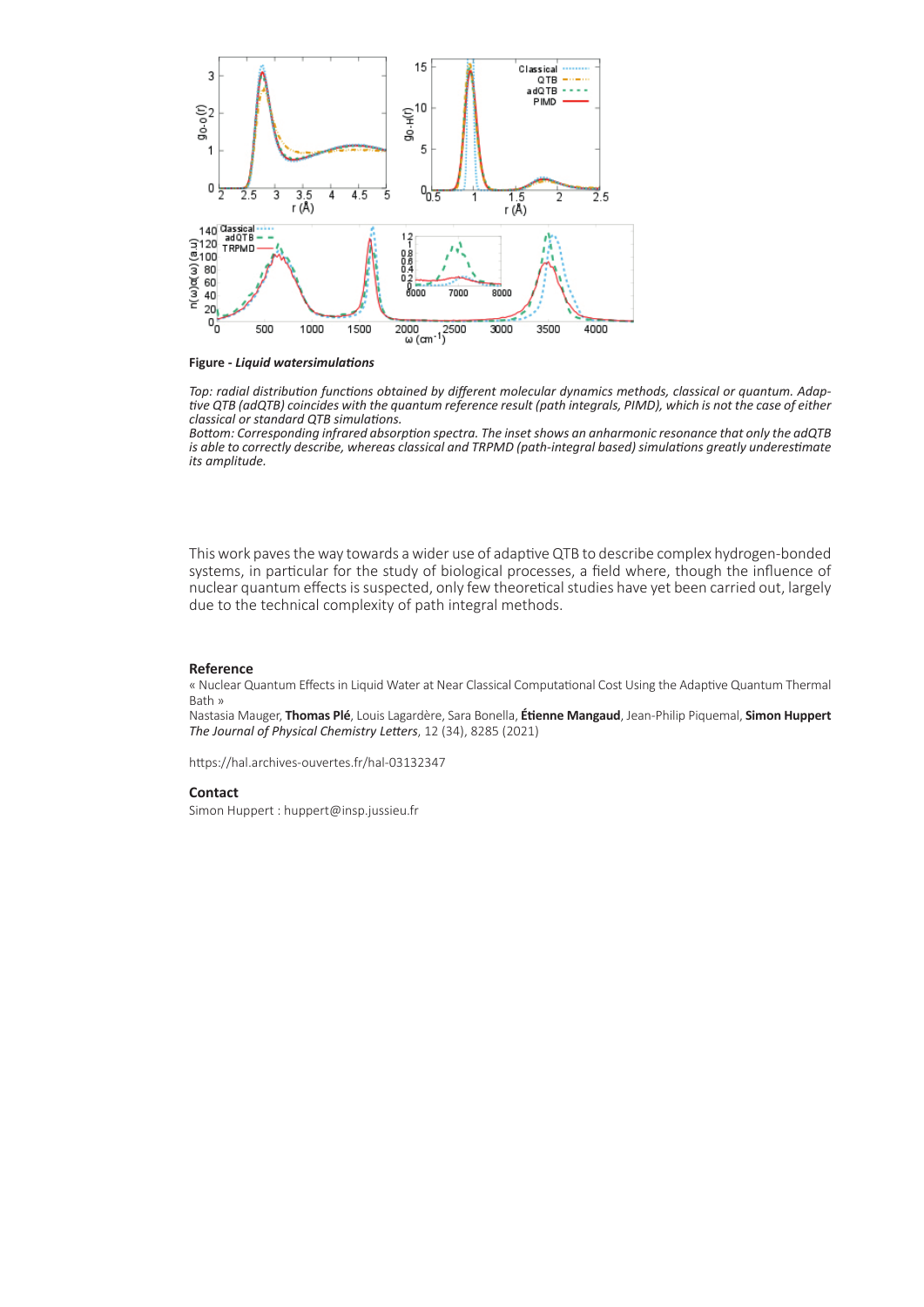Classical
QTB
adQTB
PIMD

$g_{O\text{-}O}(r)$

0
1
2
3

2
2.5
3
3.5
4
4.5
5
r (Å)

$g_{O\text{-}H}(r)$

0
5
10
15

0.5
1
1.5
2
2.5
r (Å)

Classical
adQTB
TRPMD

$n(\omega)\alpha(\omega)$ (a.u)

0
20
40
60
80
100
120
140

0
500
1000
1500
2000
2500
3000
3500
4000
ω (cm$^{-1}$)

0
0.2
0.4
0.6
0.8
1
1.2

6000
7000
8000

**Figure - *Liquid watersimulations***

*Top: radial distribution functions obtained by different molecular dynamics methods, classical or quantum. Adaptive QTB (adQTB) coincides with the quantum reference result (path integrals, PIMD), which is not the case of either classical or standard QTB simulations.*
*Bottom: Corresponding infrared absorption spectra. The inset shows an anharmonic resonance that only the adQTB is able to correctly describe, whereas classical and TRPMD (path-integral based) simulations greatly underestimate its amplitude.*

This work paves the way towards a wider use of adaptive QTB to describe complex hydrogen-bonded systems, in particular for the study of biological processes, a field where, though the influence of nuclear quantum effects is suspected, only few theoretical studies have yet been carried out, largely due to the technical complexity of path integral methods.

### Reference

« Nuclear Quantum Effects in Liquid Water at Near Classical Computational Cost Using the Adaptive Quantum Thermal Bath »
Nastasia Mauger, **Thomas Plé**, Louis Lagardère, Sara Bonella, **Étienne Mangaud**, Jean-Philip Piquemal, **Simon Huppert**
*The Journal of Physical Chemistry Letters*, 12 (34), 8285 (2021)

https://hal.archives-ouvertes.fr/hal-03132347

### Contact

Simon Huppert : huppert@insp.jussieu.fr